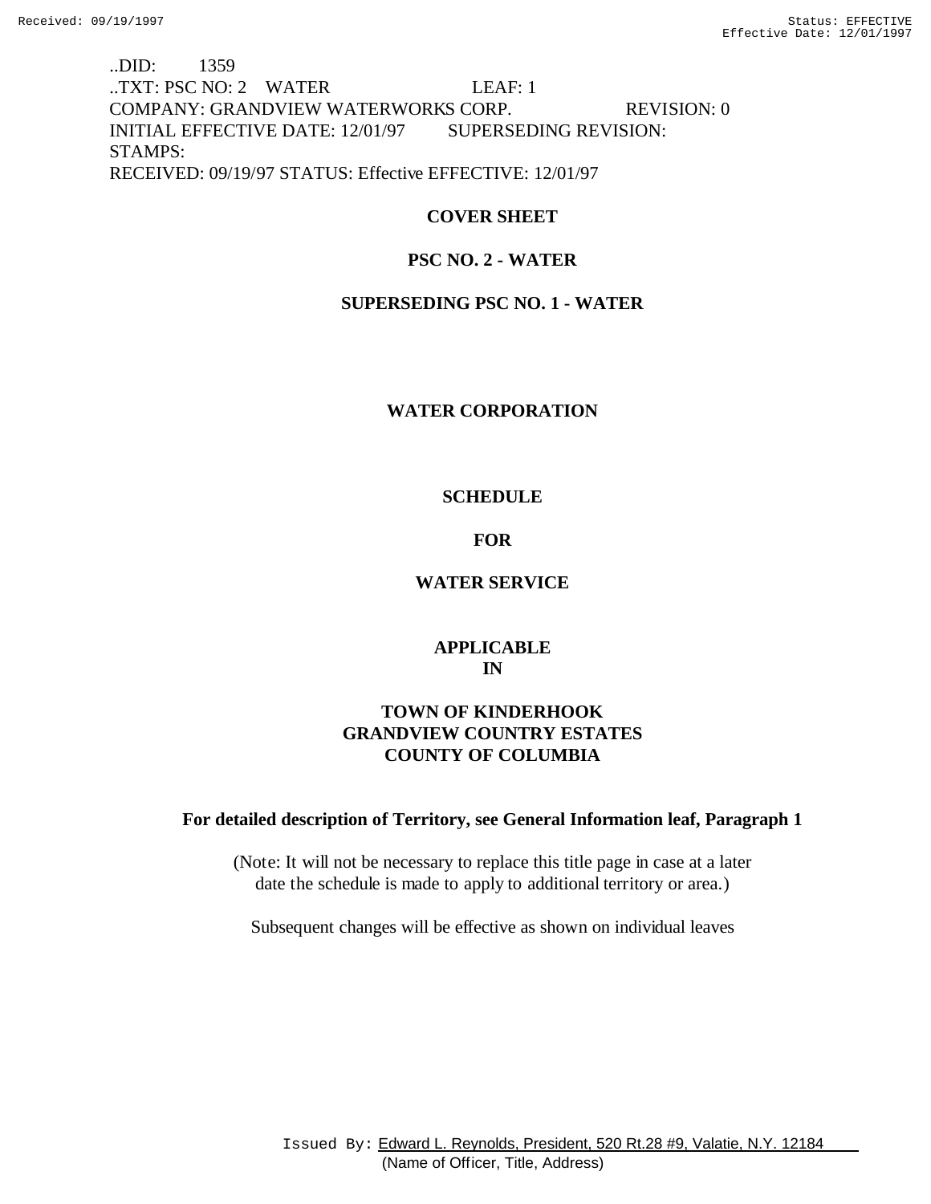..DID: 1359
..TXT: PSC NO: 2 WATER LEAF: 1
COMPANY: GRANDVIEW WATERWORKS CORP. REVISION: 0
INITIAL EFFECTIVE DATE: 12/01/97 SUPERSEDING REVISION:
STAMPS:
RECEIVED: 09/19/97 STATUS: Effective EFFECTIVE: 12/01/97

**COVER SHEET**

**PSC NO. 2 - WATER**

**SUPERSEDING PSC NO. 1 - WATER**

**WATER CORPORATION**

**SCHEDULE**

**FOR**

**WATER SERVICE**

**APPLICABLE**
**IN**

**TOWN OF KINDERHOOK**
**GRANDVIEW COUNTRY ESTATES**
**COUNTY OF COLUMBIA**

**For detailed description of Territory, see General Information leaf, Paragraph 1**

(Note: It will not be necessary to replace this title page in case at a later date the schedule is made to apply to additional territory or area.)

Subsequent changes will be effective as shown on individual leaves

Issued By: Edward L. Reynolds, President, 520 Rt.28 #9, Valatie, N.Y. 12184
(Name of Officer, Title, Address)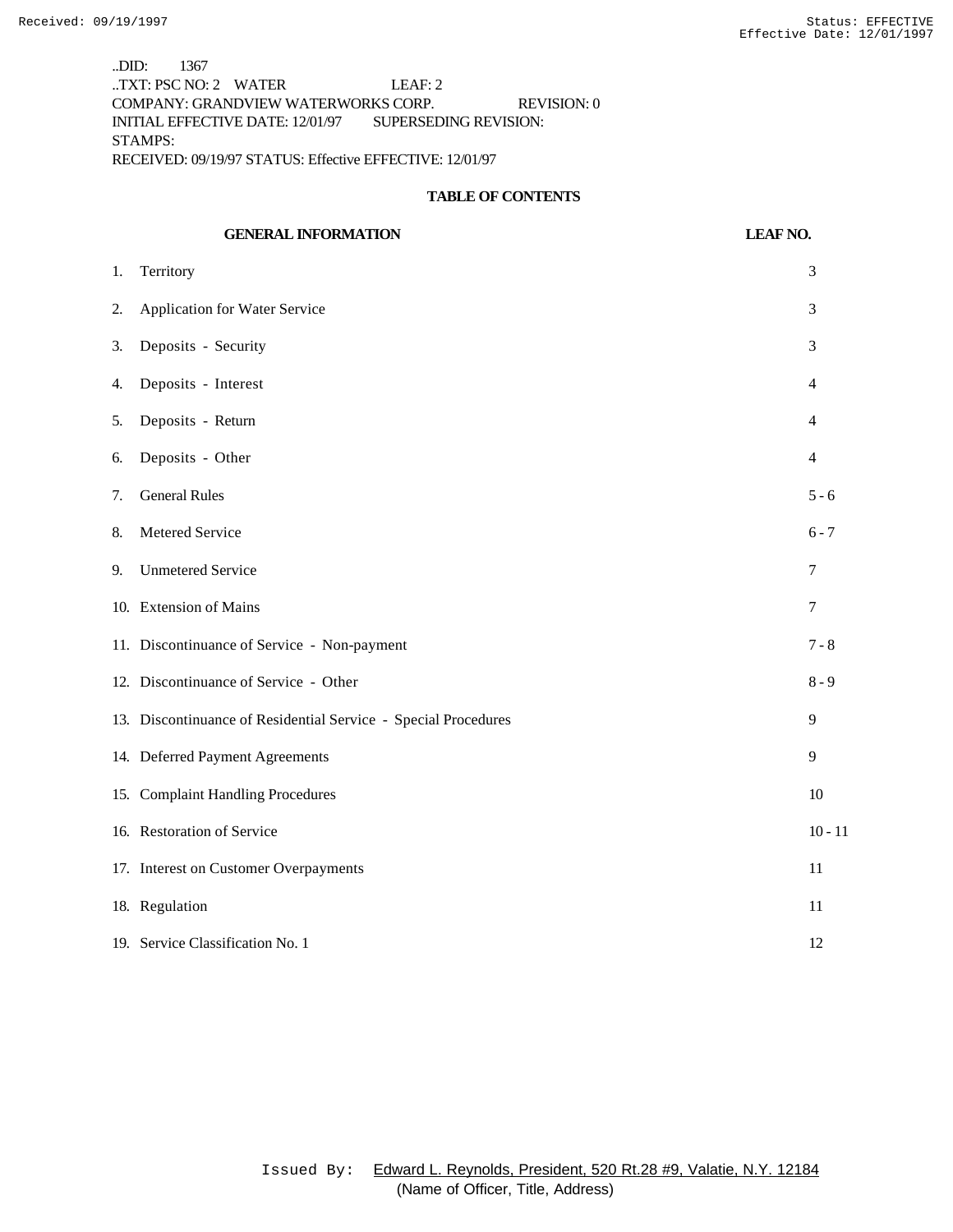..DID: 1367
..TXT: PSC NO: 2 WATER LEAF: 2
COMPANY: GRANDVIEW WATERWORKS CORP. REVISION: 0
INITIAL EFFECTIVE DATE: 12/01/97 SUPERSEDING REVISION:
STAMPS:
RECEIVED: 09/19/97 STATUS: Effective EFFECTIVE: 12/01/97

## TABLE OF CONTENTS

| GENERAL INFORMATION | LEAF NO. |
|---|---|
| 1. Territory | 3 |
| 2. Application for Water Service | 3 |
| 3. Deposits - Security | 3 |
| 4. Deposits - Interest | 4 |
| 5. Deposits - Return | 4 |
| 6. Deposits - Other | 4 |
| 7. General Rules | 5 - 6 |
| 8. Metered Service | 6 - 7 |
| 9. Unmetered Service | 7 |
| 10. Extension of Mains | 7 |
| 11. Discontinuance of Service - Non-payment | 7 - 8 |
| 12. Discontinuance of Service - Other | 8 - 9 |
| 13. Discontinuance of Residential Service - Special Procedures | 9 |
| 14. Deferred Payment Agreements | 9 |
| 15. Complaint Handling Procedures | 10 |
| 16. Restoration of Service | 10 - 11 |
| 17. Interest on Customer Overpayments | 11 |
| 18. Regulation | 11 |
| 19. Service Classification No. 1 | 12 |

Issued By: Edward L. Reynolds, President, 520 Rt.28 #9, Valatie, N.Y. 12184
(Name of Officer, Title, Address)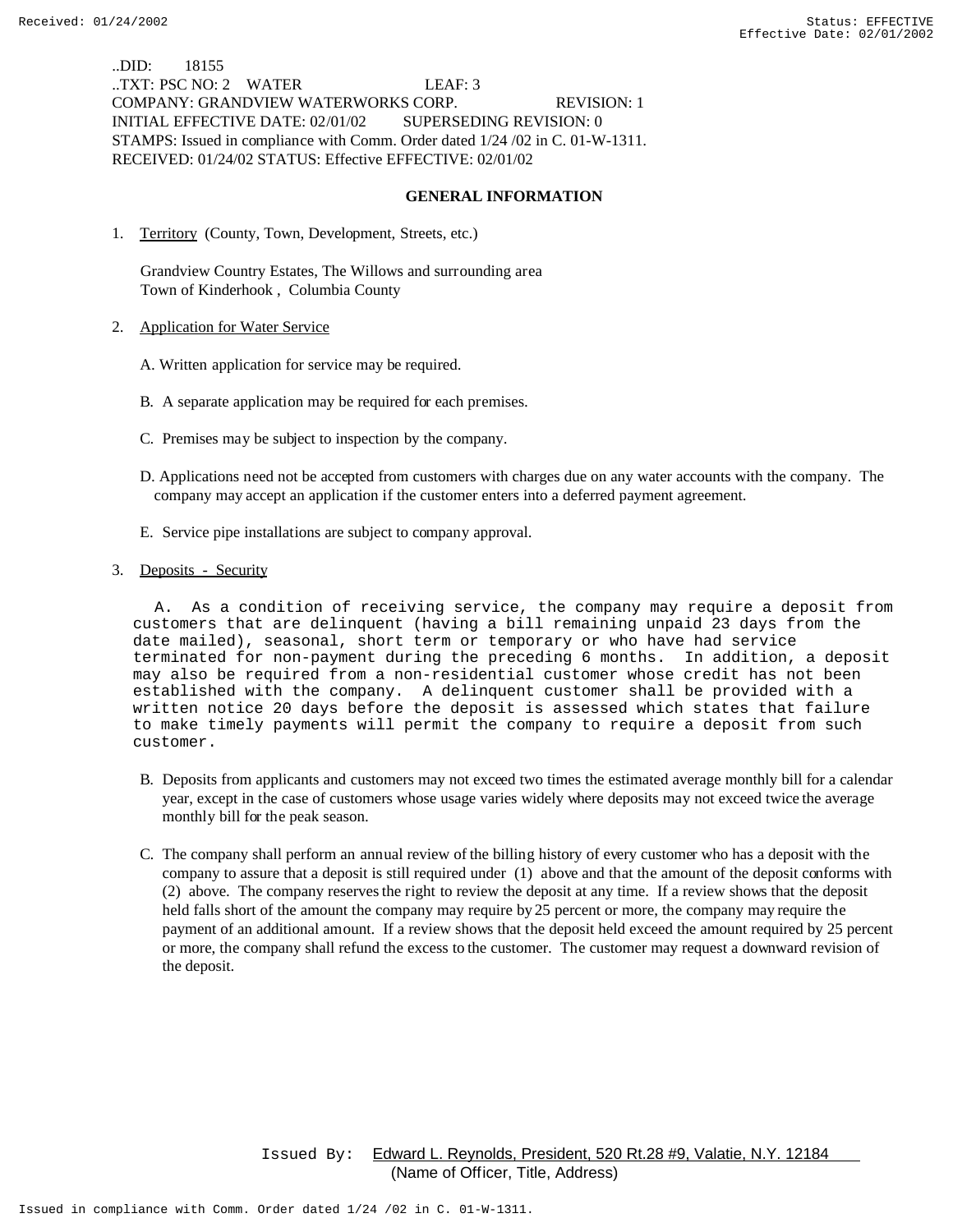..DID: 18155
..TXT: PSC NO: 2 WATER LEAF: 3
COMPANY: GRANDVIEW WATERWORKS CORP. REVISION: 1
INITIAL EFFECTIVE DATE: 02/01/02 SUPERSEDING REVISION: 0
STAMPS: Issued in compliance with Comm. Order dated 1/24 /02 in C. 01-W-1311.
RECEIVED: 01/24/02 STATUS: Effective EFFECTIVE: 02/01/02

## GENERAL INFORMATION

1. Territory (County, Town, Development, Streets, etc.)

   Grandview Country Estates, The Willows and surrounding area
   Town of Kinderhook , Columbia County

2. Application for Water Service

   A. Written application for service may be required.

   B. A separate application may be required for each premises.

   C. Premises may be subject to inspection by the company.

   D. Applications need not be accepted from customers with charges due on any water accounts with the company. The company may accept an application if the customer enters into a deferred payment agreement.

   E. Service pipe installations are subject to company approval.

3. Deposits - Security

   A. As a condition of receiving service, the company may require a deposit from customers that are delinquent (having a bill remaining unpaid 23 days from the date mailed), seasonal, short term or temporary or who have had service terminated for non-payment during the preceding 6 months. In addition, a deposit may also be required from a non-residential customer whose credit has not been established with the company. A delinquent customer shall be provided with a written notice 20 days before the deposit is assessed which states that failure to make timely payments will permit the company to require a deposit from such customer.

   B. Deposits from applicants and customers may not exceed two times the estimated average monthly bill for a calendar year, except in the case of customers whose usage varies widely where deposits may not exceed twice the average monthly bill for the peak season.

   C. The company shall perform an annual review of the billing history of every customer who has a deposit with the company to assure that a deposit is still required under (1) above and that the amount of the deposit conforms with (2) above. The company reserves the right to review the deposit at any time. If a review shows that the deposit held falls short of the amount the company may require by 25 percent or more, the company may require the payment of an additional amount. If a review shows that the deposit held exceed the amount required by 25 percent or more, the company shall refund the excess to the customer. The customer may request a downward revision of the deposit.

Issued By: Edward L. Reynolds, President, 520 Rt.28 #9, Valatie, N.Y. 12184
(Name of Officer, Title, Address)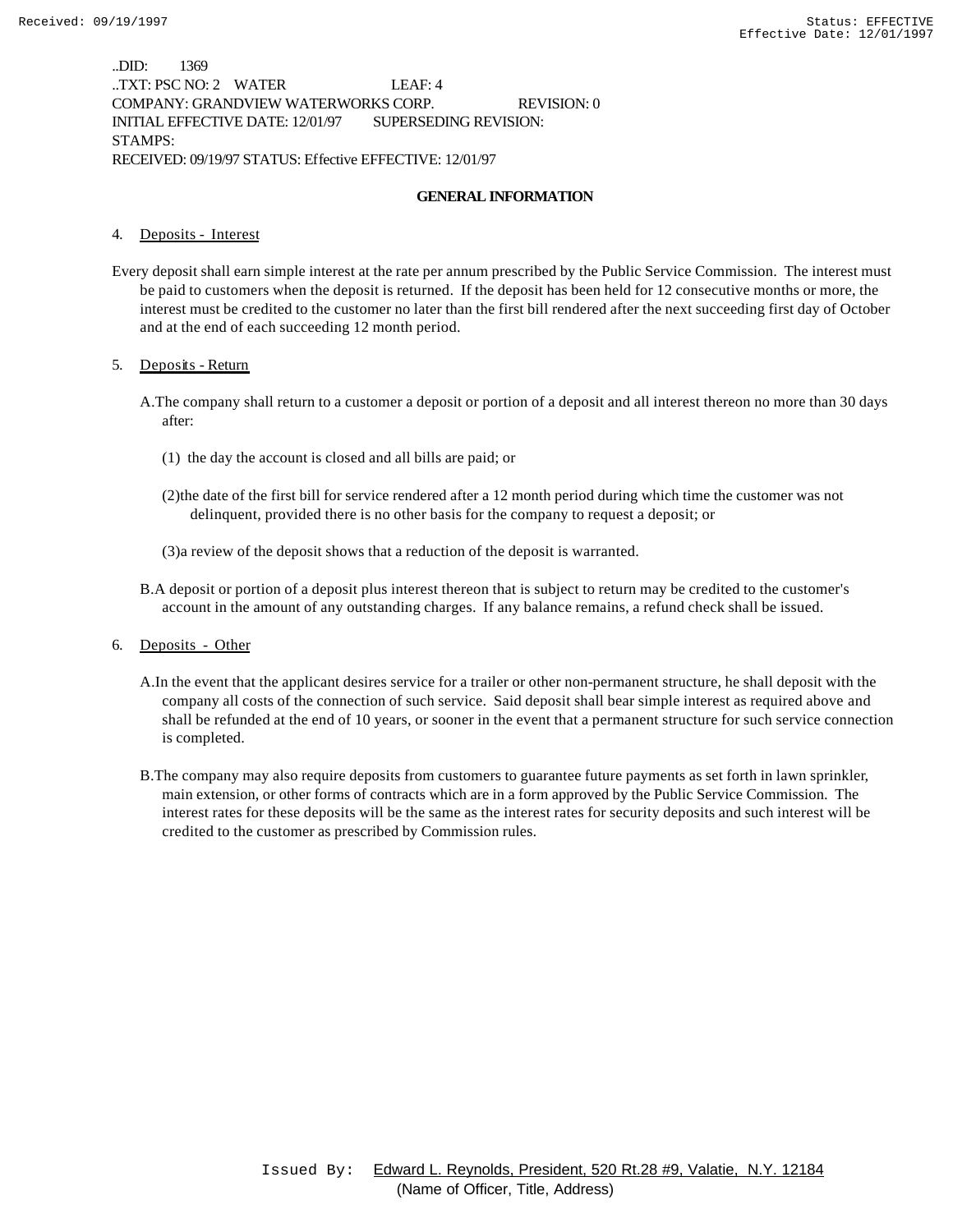..DID: 1369
..TXT: PSC NO: 2 WATER LEAF: 4
COMPANY: GRANDVIEW WATERWORKS CORP. REVISION: 0
INITIAL EFFECTIVE DATE: 12/01/97 SUPERSEDING REVISION:
STAMPS:
RECEIVED: 09/19/97 STATUS: Effective EFFECTIVE: 12/01/97

## GENERAL INFORMATION

4. Deposits - Interest

Every deposit shall earn simple interest at the rate per annum prescribed by the Public Service Commission. The interest must be paid to customers when the deposit is returned. If the deposit has been held for 12 consecutive months or more, the interest must be credited to the customer no later than the first bill rendered after the next succeeding first day of October and at the end of each succeeding 12 month period.

5. Deposits - Return

A. The company shall return to a customer a deposit or portion of a deposit and all interest thereon no more than 30 days after:

(1) the day the account is closed and all bills are paid; or

(2) the date of the first bill for service rendered after a 12 month period during which time the customer was not delinquent, provided there is no other basis for the company to request a deposit; or

(3) a review of the deposit shows that a reduction of the deposit is warranted.

B. A deposit or portion of a deposit plus interest thereon that is subject to return may be credited to the customer's account in the amount of any outstanding charges. If any balance remains, a refund check shall be issued.

6. Deposits - Other

A. In the event that the applicant desires service for a trailer or other non-permanent structure, he shall deposit with the company all costs of the connection of such service. Said deposit shall bear simple interest as required above and shall be refunded at the end of 10 years, or sooner in the event that a permanent structure for such service connection is completed.

B. The company may also require deposits from customers to guarantee future payments as set forth in lawn sprinkler, main extension, or other forms of contracts which are in a form approved by the Public Service Commission. The interest rates for these deposits will be the same as the interest rates for security deposits and such interest will be credited to the customer as prescribed by Commission rules.

Issued By: Edward L. Reynolds, President, 520 Rt.28 #9, Valatie, N.Y. 12184
(Name of Officer, Title, Address)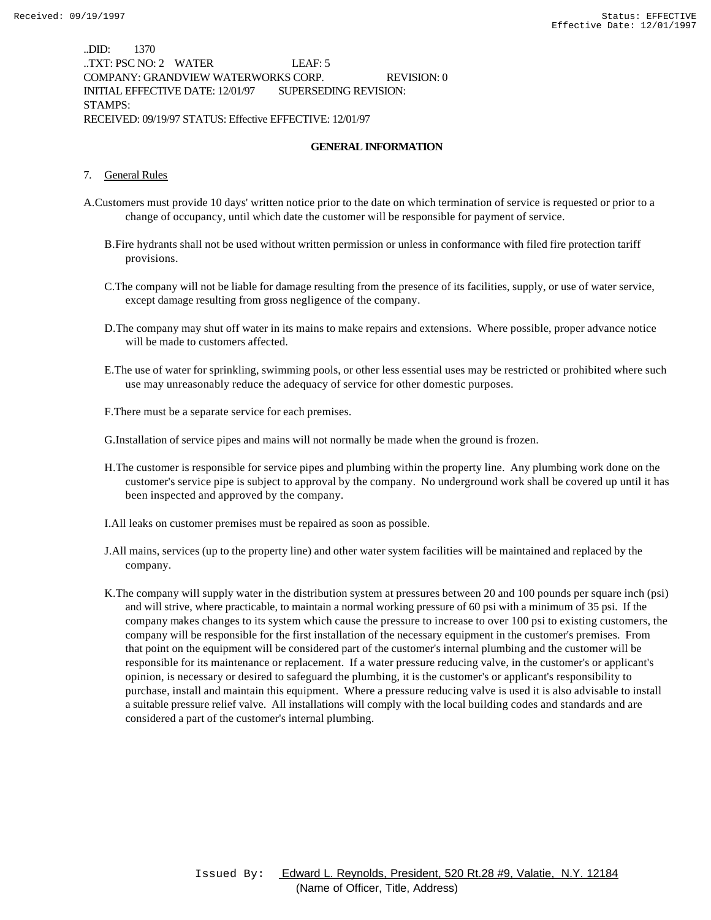..DID: 1370
..TXT: PSC NO: 2 WATER LEAF: 5
COMPANY: GRANDVIEW WATERWORKS CORP. REVISION: 0
INITIAL EFFECTIVE DATE: 12/01/97 SUPERSEDING REVISION:
STAMPS:
RECEIVED: 09/19/97 STATUS: Effective EFFECTIVE: 12/01/97

## GENERAL INFORMATION

7. General Rules

A. Customers must provide 10 days' written notice prior to the date on which termination of service is requested or prior to a change of occupancy, until which date the customer will be responsible for payment of service.

B. Fire hydrants shall not be used without written permission or unless in conformance with filed fire protection tariff provisions.

C. The company will not be liable for damage resulting from the presence of its facilities, supply, or use of water service, except damage resulting from gross negligence of the company.

D. The company may shut off water in its mains to make repairs and extensions. Where possible, proper advance notice will be made to customers affected.

E. The use of water for sprinkling, swimming pools, or other less essential uses may be restricted or prohibited where such use may unreasonably reduce the adequacy of service for other domestic purposes.

F. There must be a separate service for each premises.

G. Installation of service pipes and mains will not normally be made when the ground is frozen.

H. The customer is responsible for service pipes and plumbing within the property line. Any plumbing work done on the customer's service pipe is subject to approval by the company. No underground work shall be covered up until it has been inspected and approved by the company.

I. All leaks on customer premises must be repaired as soon as possible.

J. All mains, services (up to the property line) and other water system facilities will be maintained and replaced by the company.

K. The company will supply water in the distribution system at pressures between 20 and 100 pounds per square inch (psi) and will strive, where practicable, to maintain a normal working pressure of 60 psi with a minimum of 35 psi. If the company makes changes to its system which cause the pressure to increase to over 100 psi to existing customers, the company will be responsible for the first installation of the necessary equipment in the customer's premises. From that point on the equipment will be considered part of the customer's internal plumbing and the customer will be responsible for its maintenance or replacement. If a water pressure reducing valve, in the customer's or applicant's opinion, is necessary or desired to safeguard the plumbing, it is the customer's or applicant's responsibility to purchase, install and maintain this equipment. Where a pressure reducing valve is used it is also advisable to install a suitable pressure relief valve. All installations will comply with the local building codes and standards and are considered a part of the customer's internal plumbing.

Issued By: Edward L. Reynolds, President, 520 Rt.28 #9, Valatie, N.Y. 12184
(Name of Officer, Title, Address)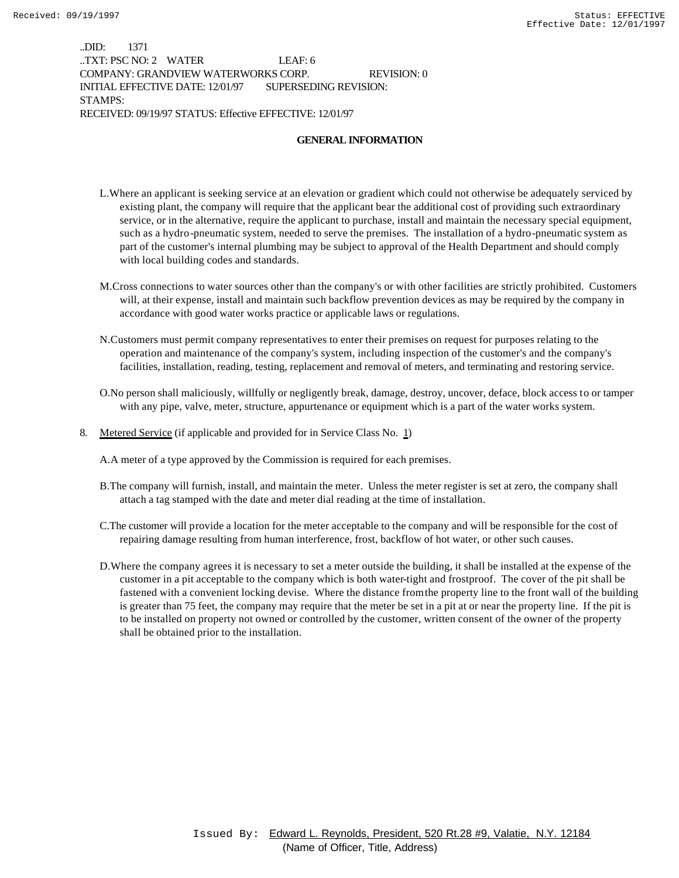..DID: 1371
..TXT: PSC NO: 2 WATER LEAF: 6
COMPANY: GRANDVIEW WATERWORKS CORP. REVISION: 0
INITIAL EFFECTIVE DATE: 12/01/97 SUPERSEDING REVISION:
STAMPS:
RECEIVED: 09/19/97 STATUS: Effective EFFECTIVE: 12/01/97

## GENERAL INFORMATION

L. Where an applicant is seeking service at an elevation or gradient which could not otherwise be adequately serviced by existing plant, the company will require that the applicant bear the additional cost of providing such extraordinary service, or in the alternative, require the applicant to purchase, install and maintain the necessary special equipment, such as a hydro-pneumatic system, needed to serve the premises. The installation of a hydro-pneumatic system as part of the customer's internal plumbing may be subject to approval of the Health Department and should comply with local building codes and standards.

M. Cross connections to water sources other than the company's or with other facilities are strictly prohibited. Customers will, at their expense, install and maintain such backflow prevention devices as may be required by the company in accordance with good water works practice or applicable laws or regulations.

N. Customers must permit company representatives to enter their premises on request for purposes relating to the operation and maintenance of the company's system, including inspection of the customer's and the company's facilities, installation, reading, testing, replacement and removal of meters, and terminating and restoring service.

O. No person shall maliciously, willfully or negligently break, damage, destroy, uncover, deface, block access to or tamper with any pipe, valve, meter, structure, appurtenance or equipment which is a part of the water works system.

8. Metered Service (if applicable and provided for in Service Class No. 1)

A. A meter of a type approved by the Commission is required for each premises.

B. The company will furnish, install, and maintain the meter. Unless the meter register is set at zero, the company shall attach a tag stamped with the date and meter dial reading at the time of installation.

C. The customer will provide a location for the meter acceptable to the company and will be responsible for the cost of repairing damage resulting from human interference, frost, backflow of hot water, or other such causes.

D. Where the company agrees it is necessary to set a meter outside the building, it shall be installed at the expense of the customer in a pit acceptable to the company which is both water-tight and frostproof. The cover of the pit shall be fastened with a convenient locking devise. Where the distance from the property line to the front wall of the building is greater than 75 feet, the company may require that the meter be set in a pit at or near the property line. If the pit is to be installed on property not owned or controlled by the customer, written consent of the owner of the property shall be obtained prior to the installation.

Issued By: Edward L. Reynolds, President, 520 Rt.28 #9, Valatie, N.Y. 12184
(Name of Officer, Title, Address)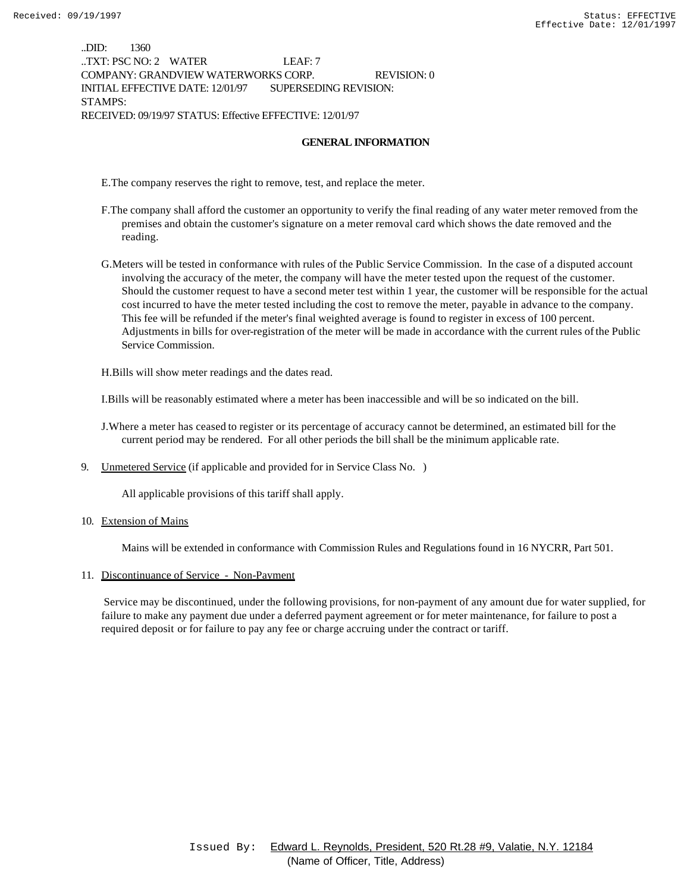..DID: 1360
..TXT: PSC NO: 2 WATER LEAF: 7
COMPANY: GRANDVIEW WATERWORKS CORP. REVISION: 0
INITIAL EFFECTIVE DATE: 12/01/97 SUPERSEDING REVISION:
STAMPS:
RECEIVED: 09/19/97 STATUS: Effective EFFECTIVE: 12/01/97

**GENERAL INFORMATION**

E. The company reserves the right to remove, test, and replace the meter.

F. The company shall afford the customer an opportunity to verify the final reading of any water meter removed from the premises and obtain the customer's signature on a meter removal card which shows the date removed and the reading.

G. Meters will be tested in conformance with rules of the Public Service Commission. In the case of a disputed account involving the accuracy of the meter, the company will have the meter tested upon the request of the customer. Should the customer request to have a second meter test within 1 year, the customer will be responsible for the actual cost incurred to have the meter tested including the cost to remove the meter, payable in advance to the company. This fee will be refunded if the meter's final weighted average is found to register in excess of 100 percent. Adjustments in bills for over-registration of the meter will be made in accordance with the current rules of the Public Service Commission.

H. Bills will show meter readings and the dates read.

I. Bills will be reasonably estimated where a meter has been inaccessible and will be so indicated on the bill.

J. Where a meter has ceased to register or its percentage of accuracy cannot be determined, an estimated bill for the current period may be rendered. For all other periods the bill shall be the minimum applicable rate.

9. Unmetered Service (if applicable and provided for in Service Class No. )

   All applicable provisions of this tariff shall apply.

10. Extension of Mains

   Mains will be extended in conformance with Commission Rules and Regulations found in 16 NYCRR, Part 501.

11. Discontinuance of Service - Non-Payment

   Service may be discontinued, under the following provisions, for non-payment of any amount due for water supplied, for failure to make any payment due under a deferred payment agreement or for meter maintenance, for failure to post a required deposit or for failure to pay any fee or charge accruing under the contract or tariff.

Issued By: Edward L. Reynolds, President, 520 Rt.28 #9, Valatie, N.Y. 12184
(Name of Officer, Title, Address)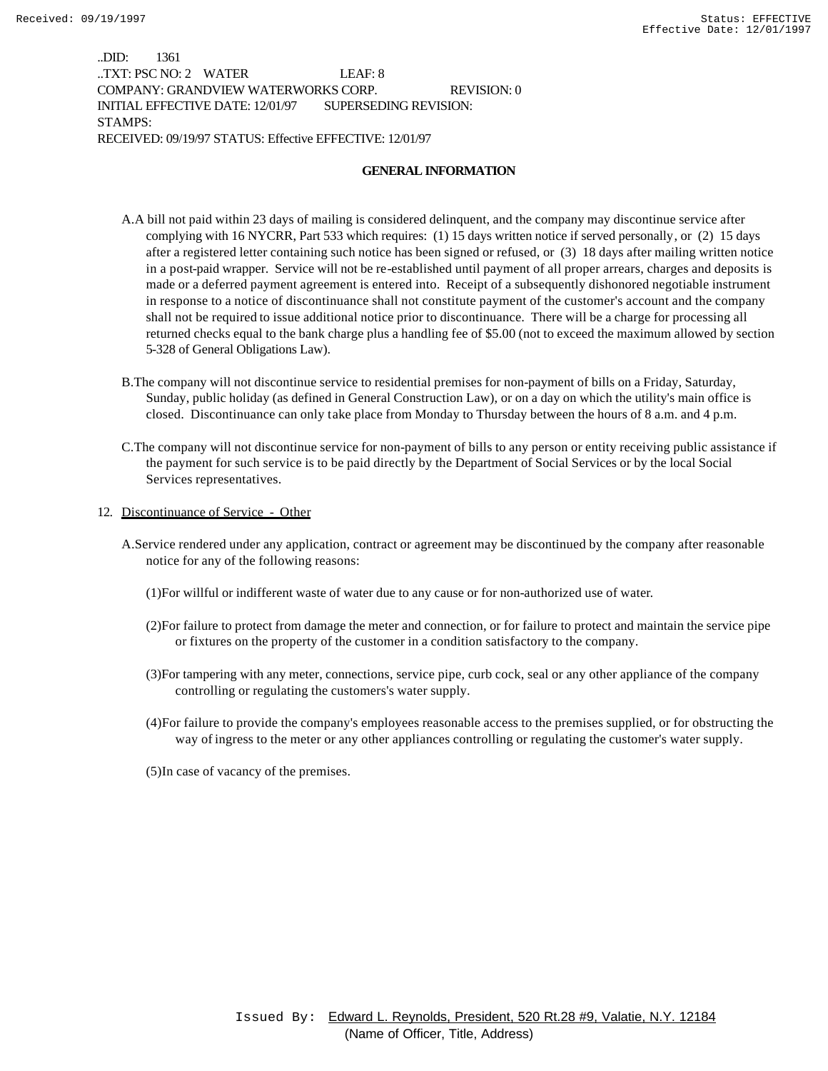..DID: 1361
..TXT: PSC NO: 2 WATER LEAF: 8
COMPANY: GRANDVIEW WATERWORKS CORP. REVISION: 0
INITIAL EFFECTIVE DATE: 12/01/97 SUPERSEDING REVISION:
STAMPS:
RECEIVED: 09/19/97 STATUS: Effective EFFECTIVE: 12/01/97

**GENERAL INFORMATION**

A. A bill not paid within 23 days of mailing is considered delinquent, and the company may discontinue service after complying with 16 NYCRR, Part 533 which requires: (1) 15 days written notice if served personally, or (2) 15 days after a registered letter containing such notice has been signed or refused, or (3) 18 days after mailing written notice in a post-paid wrapper. Service will not be re-established until payment of all proper arrears, charges and deposits is made or a deferred payment agreement is entered into. Receipt of a subsequently dishonored negotiable instrument in response to a notice of discontinuance shall not constitute payment of the customer's account and the company shall not be required to issue additional notice prior to discontinuance. There will be a charge for processing all returned checks equal to the bank charge plus a handling fee of $5.00 (not to exceed the maximum allowed by section 5-328 of General Obligations Law).

B. The company will not discontinue service to residential premises for non-payment of bills on a Friday, Saturday, Sunday, public holiday (as defined in General Construction Law), or on a day on which the utility's main office is closed. Discontinuance can only take place from Monday to Thursday between the hours of 8 a.m. and 4 p.m.

C. The company will not discontinue service for non-payment of bills to any person or entity receiving public assistance if the payment for such service is to be paid directly by the Department of Social Services or by the local Social Services representatives.

12. Discontinuance of Service - Other

A. Service rendered under any application, contract or agreement may be discontinued by the company after reasonable notice for any of the following reasons:

(1) For willful or indifferent waste of water due to any cause or for non-authorized use of water.

(2) For failure to protect from damage the meter and connection, or for failure to protect and maintain the service pipe or fixtures on the property of the customer in a condition satisfactory to the company.

(3) For tampering with any meter, connections, service pipe, curb cock, seal or any other appliance of the company controlling or regulating the customers's water supply.

(4) For failure to provide the company's employees reasonable access to the premises supplied, or for obstructing the way of ingress to the meter or any other appliances controlling or regulating the customer's water supply.

(5) In case of vacancy of the premises.

Issued By: Edward L. Reynolds, President, 520 Rt.28 #9, Valatie, N.Y. 12184
(Name of Officer, Title, Address)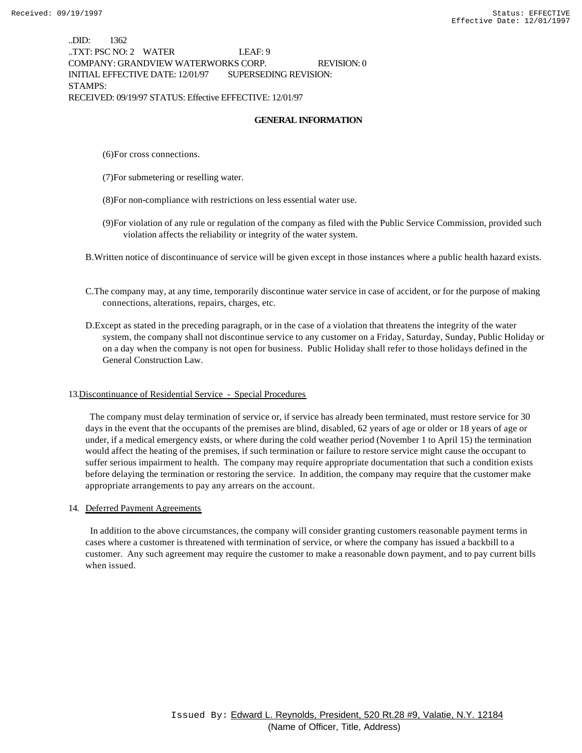..DID: 1362
..TXT: PSC NO: 2 WATER LEAF: 9
COMPANY: GRANDVIEW WATERWORKS CORP. REVISION: 0
INITIAL EFFECTIVE DATE: 12/01/97 SUPERSEDING REVISION:
STAMPS:
RECEIVED: 09/19/97 STATUS: Effective EFFECTIVE: 12/01/97

## GENERAL INFORMATION

(6) For cross connections.

(7) For submetering or reselling water.

(8) For non-compliance with restrictions on less essential water use.

(9) For violation of any rule or regulation of the company as filed with the Public Service Commission, provided such violation affects the reliability or integrity of the water system.

B. Written notice of discontinuance of service will be given except in those instances where a public health hazard exists.

C. The company may, at any time, temporarily discontinue water service in case of accident, or for the purpose of making connections, alterations, repairs, charges, etc.

D. Except as stated in the preceding paragraph, or in the case of a violation that threatens the integrity of the water system, the company shall not discontinue service to any customer on a Friday, Saturday, Sunday, Public Holiday or on a day when the company is not open for business. Public Holiday shall refer to those holidays defined in the General Construction Law.

13. Discontinuance of Residential Service - Special Procedures

The company must delay termination of service or, if service has already been terminated, must restore service for 30 days in the event that the occupants of the premises are blind, disabled, 62 years of age or older or 18 years of age or under, if a medical emergency exists, or where during the cold weather period (November 1 to April 15) the termination would affect the heating of the premises, if such termination or failure to restore service might cause the occupant to suffer serious impairment to health. The company may require appropriate documentation that such a condition exists before delaying the termination or restoring the service. In addition, the company may require that the customer make appropriate arrangements to pay any arrears on the account.

14. Deferred Payment Agreements

In addition to the above circumstances, the company will consider granting customers reasonable payment terms in cases where a customer is threatened with termination of service, or where the company has issued a backbill to a customer. Any such agreement may require the customer to make a reasonable down payment, and to pay current bills when issued.

Issued By: Edward L. Reynolds, President, 520 Rt.28 #9, Valatie, N.Y. 12184
(Name of Officer, Title, Address)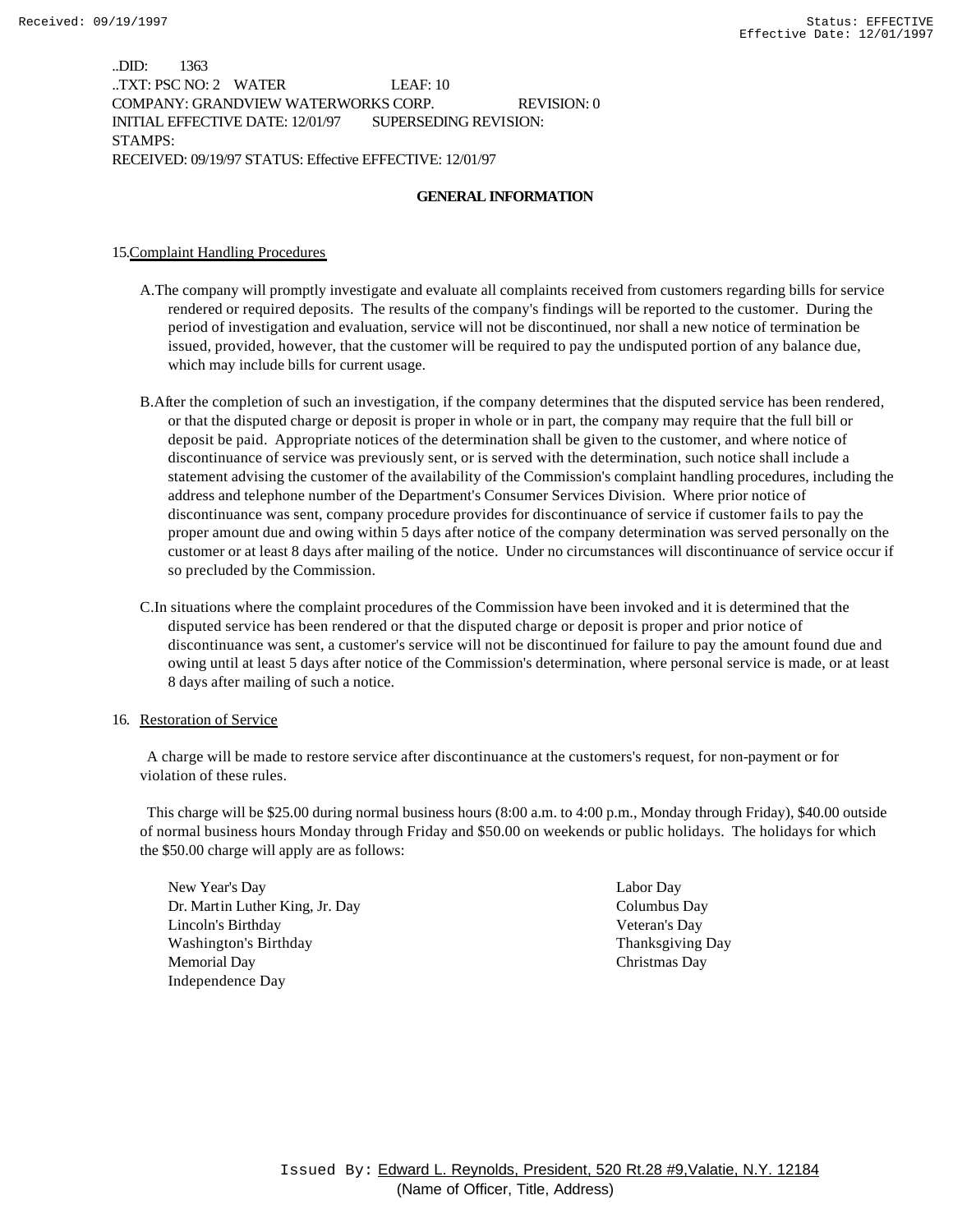..DID: 1363
..TXT: PSC NO: 2 WATER LEAF: 10
COMPANY: GRANDVIEW WATERWORKS CORP. REVISION: 0
INITIAL EFFECTIVE DATE: 12/01/97 SUPERSEDING REVISION:
STAMPS:
RECEIVED: 09/19/97 STATUS: Effective EFFECTIVE: 12/01/97

## GENERAL INFORMATION

15. Complaint Handling Procedures

A. The company will promptly investigate and evaluate all complaints received from customers regarding bills for service rendered or required deposits. The results of the company's findings will be reported to the customer. During the period of investigation and evaluation, service will not be discontinued, nor shall a new notice of termination be issued, provided, however, that the customer will be required to pay the undisputed portion of any balance due, which may include bills for current usage.

B. After the completion of such an investigation, if the company determines that the disputed service has been rendered, or that the disputed charge or deposit is proper in whole or in part, the company may require that the full bill or deposit be paid. Appropriate notices of the determination shall be given to the customer, and where notice of discontinuance of service was previously sent, or is served with the determination, such notice shall include a statement advising the customer of the availability of the Commission's complaint handling procedures, including the address and telephone number of the Department's Consumer Services Division. Where prior notice of discontinuance was sent, company procedure provides for discontinuance of service if customer fails to pay the proper amount due and owing within 5 days after notice of the company determination was served personally on the customer or at least 8 days after mailing of the notice. Under no circumstances will discontinuance of service occur if so precluded by the Commission.

C. In situations where the complaint procedures of the Commission have been invoked and it is determined that the disputed service has been rendered or that the disputed charge or deposit is proper and prior notice of discontinuance was sent, a customer's service will not be discontinued for failure to pay the amount found due and owing until at least 5 days after notice of the Commission's determination, where personal service is made, or at least 8 days after mailing of such a notice.

16. Restoration of Service

A charge will be made to restore service after discontinuance at the customers's request, for non-payment or for violation of these rules.

This charge will be $25.00 during normal business hours (8:00 a.m. to 4:00 p.m., Monday through Friday), $40.00 outside of normal business hours Monday through Friday and $50.00 on weekends or public holidays. The holidays for which the $50.00 charge will apply are as follows:

New Year's Day
Dr. Martin Luther King, Jr. Day
Lincoln's Birthday
Washington's Birthday
Memorial Day
Independence Day
Labor Day
Columbus Day
Veteran's Day
Thanksgiving Day
Christmas Day

Issued By: Edward L. Reynolds, President, 520 Rt.28 #9,Valatie, N.Y. 12184
(Name of Officer, Title, Address)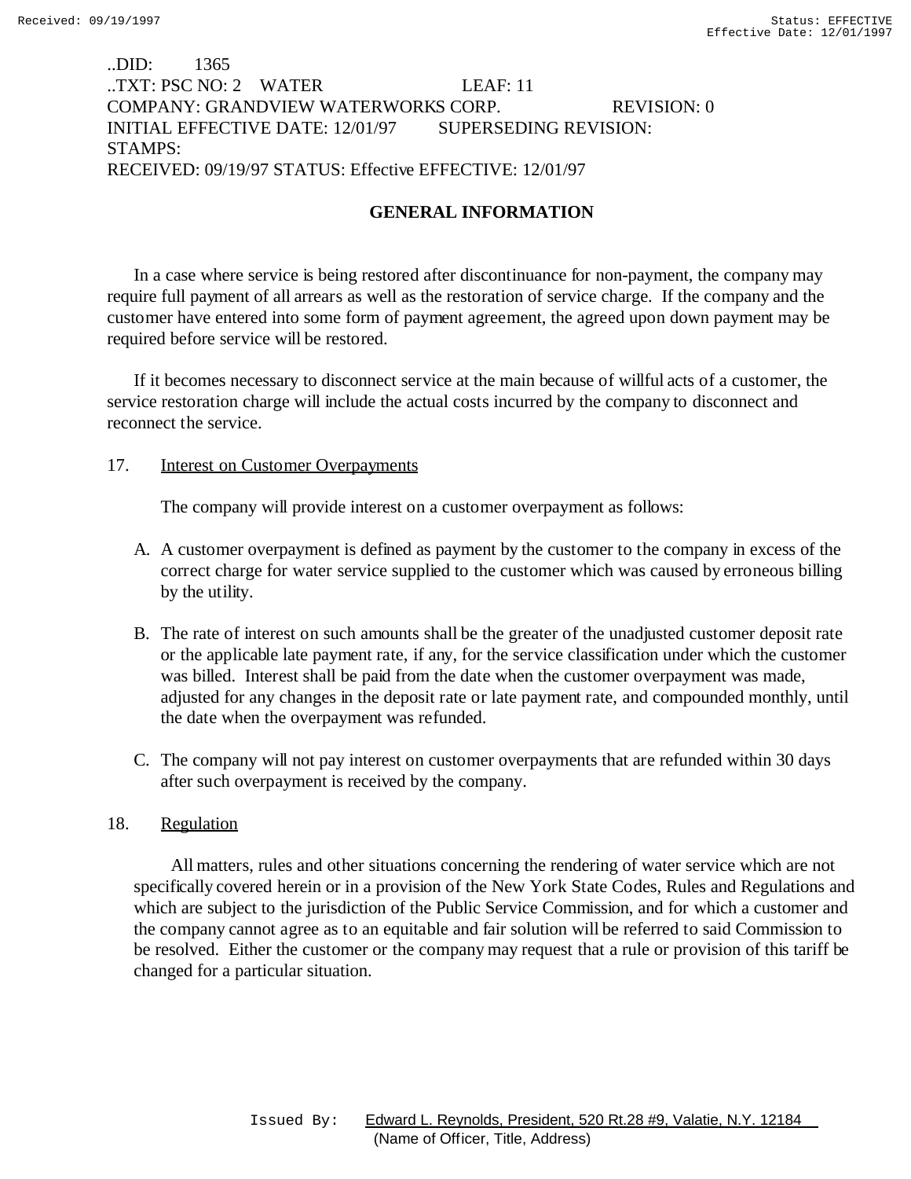..DID: 1365
..TXT: PSC NO: 2 WATER LEAF: 11
COMPANY: GRANDVIEW WATERWORKS CORP. REVISION: 0
INITIAL EFFECTIVE DATE: 12/01/97 SUPERSEDING REVISION:
STAMPS:
RECEIVED: 09/19/97 STATUS: Effective EFFECTIVE: 12/01/97

## GENERAL INFORMATION

In a case where service is being restored after discontinuance for non-payment, the company may require full payment of all arrears as well as the restoration of service charge. If the company and the customer have entered into some form of payment agreement, the agreed upon down payment may be required before service will be restored.

If it becomes necessary to disconnect service at the main because of willful acts of a customer, the service restoration charge will include the actual costs incurred by the company to disconnect and reconnect the service.

17. Interest on Customer Overpayments

The company will provide interest on a customer overpayment as follows:

A. A customer overpayment is defined as payment by the customer to the company in excess of the correct charge for water service supplied to the customer which was caused by erroneous billing by the utility.

B. The rate of interest on such amounts shall be the greater of the unadjusted customer deposit rate or the applicable late payment rate, if any, for the service classification under which the customer was billed. Interest shall be paid from the date when the customer overpayment was made, adjusted for any changes in the deposit rate or late payment rate, and compounded monthly, until the date when the overpayment was refunded.

C. The company will not pay interest on customer overpayments that are refunded within 30 days after such overpayment is received by the company.

18. Regulation

All matters, rules and other situations concerning the rendering of water service which are not specifically covered herein or in a provision of the New York State Codes, Rules and Regulations and which are subject to the jurisdiction of the Public Service Commission, and for which a customer and the company cannot agree as to an equitable and fair solution will be referred to said Commission to be resolved. Either the customer or the company may request that a rule or provision of this tariff be changed for a particular situation.

Issued By: Edward L. Reynolds, President, 520 Rt.28 #9, Valatie, N.Y. 12184
(Name of Officer, Title, Address)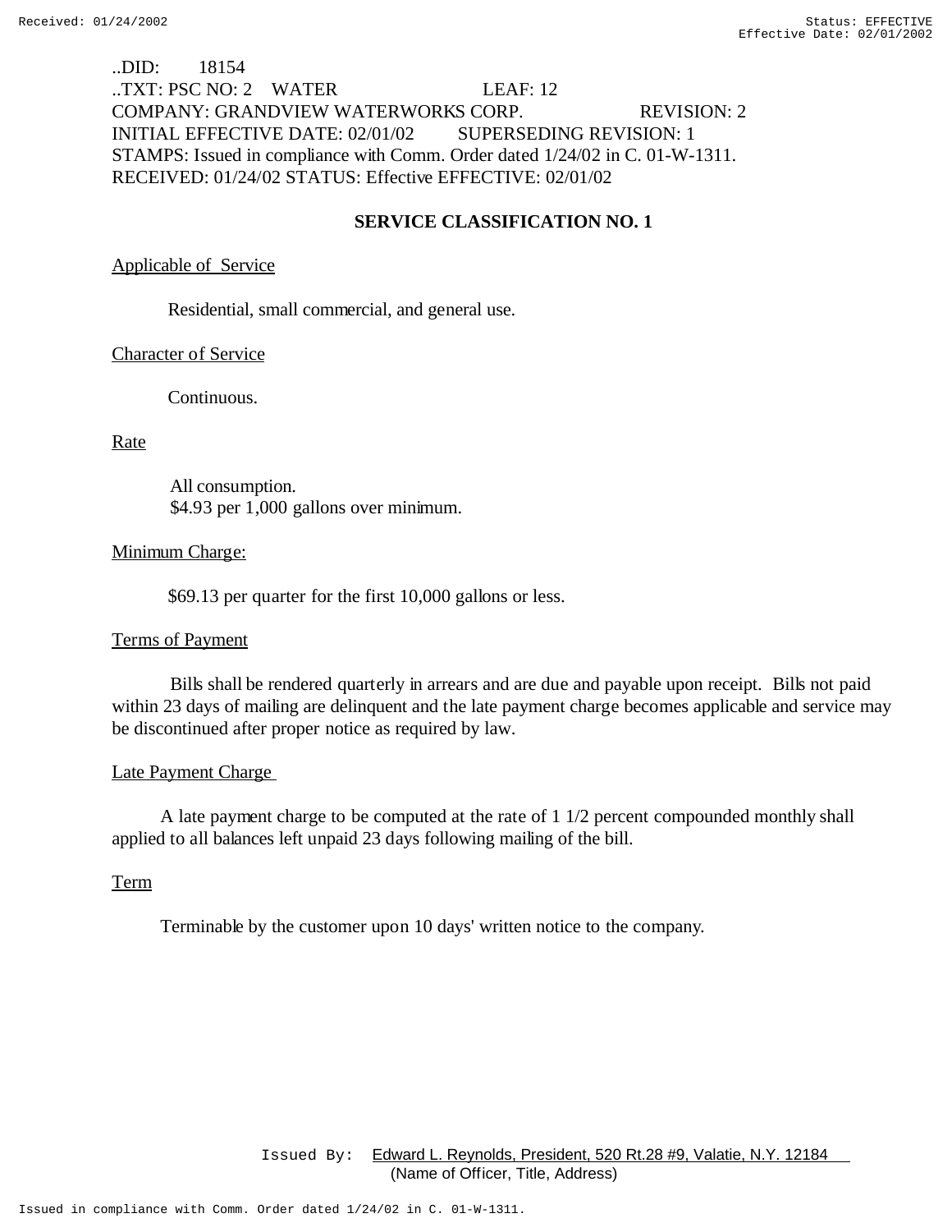..DID: 18154
..TXT: PSC NO: 2 WATER LEAF: 12
COMPANY: GRANDVIEW WATERWORKS CORP. REVISION: 2
INITIAL EFFECTIVE DATE: 02/01/02 SUPERSEDING REVISION: 1
STAMPS: Issued in compliance with Comm. Order dated 1/24/02 in C. 01-W-1311.
RECEIVED: 01/24/02 STATUS: Effective EFFECTIVE: 02/01/02

## SERVICE CLASSIFICATION NO. 1

Applicable of Service

Residential, small commercial, and general use.

Character of Service

Continuous.

Rate

All consumption.
$4.93 per 1,000 gallons over minimum.

Minimum Charge:

$69.13 per quarter for the first 10,000 gallons or less.

Terms of Payment

Bills shall be rendered quarterly in arrears and are due and payable upon receipt. Bills not paid within 23 days of mailing are delinquent and the late payment charge becomes applicable and service may be discontinued after proper notice as required by law.

Late Payment Charge

A late payment charge to be computed at the rate of 1 1/2 percent compounded monthly shall applied to all balances left unpaid 23 days following mailing of the bill.

Term

Terminable by the customer upon 10 days' written notice to the company.

Issued By: Edward L. Reynolds, President, 520 Rt.28 #9, Valatie, N.Y. 12184
(Name of Officer, Title, Address)